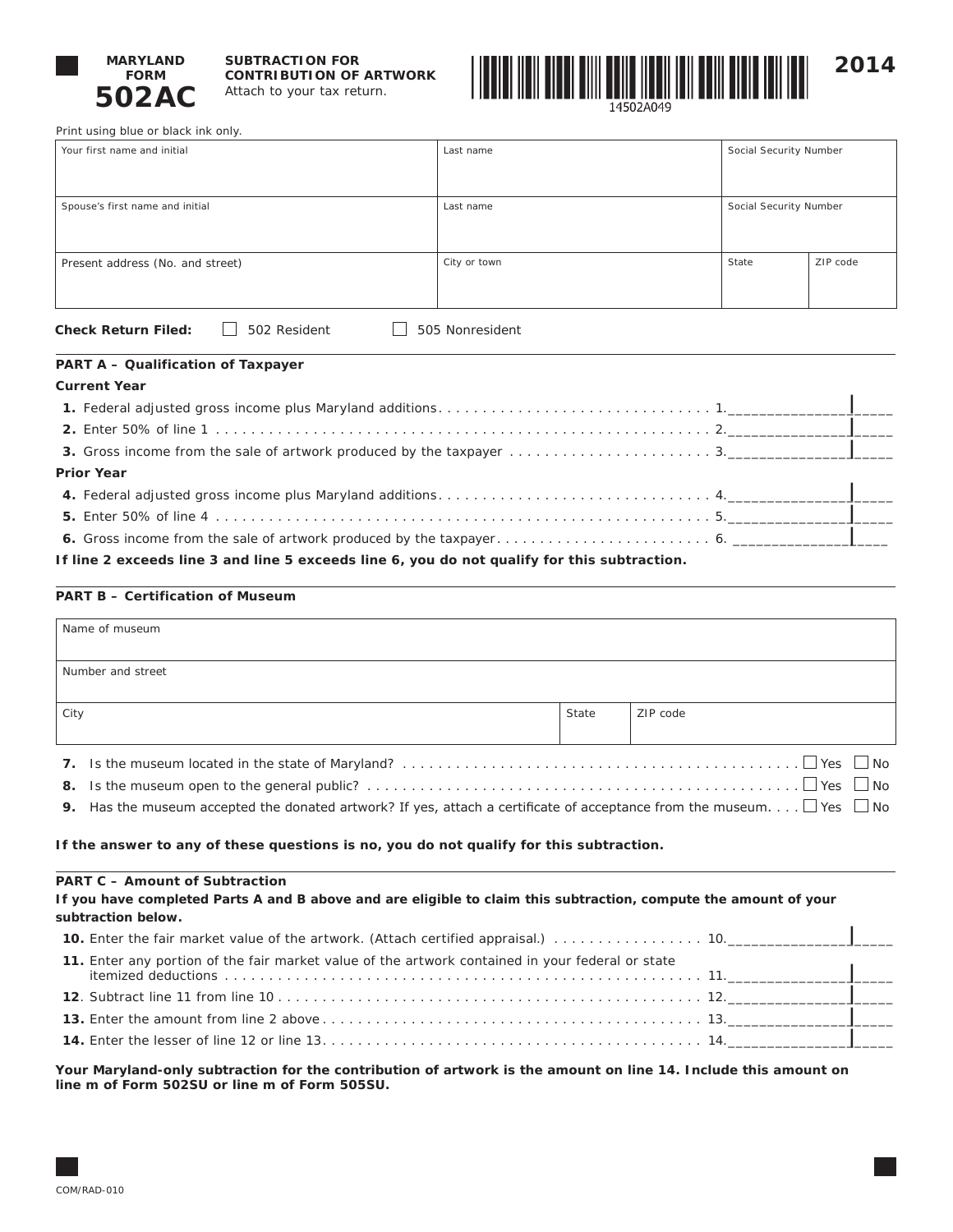**MARYLAND FORM**

# 502AC

**SUBTRACTION FOR CONTRIBUTION OF ARTWORK**
Attach to your tax return.

14502A049

**2014**

Print using blue or black ink only.

| Your first name and initial | Last name | Social Security Number | |
|---|---|---|---|
| Spouse's first name and initial | Last name | Social Security Number | |
| Present address (No. and street) | City or town | State | ZIP code |

**Check Return Filed:** ☐ 502 Resident ☐ 505 Nonresident

## PART A – Qualification of Taxpayer

**Current Year**

**1.** Federal adjusted gross income plus Maryland additions. . . . . . . . . . . . . . . . . . . . . . . . . . . . . . 1.______________|____

**2.** Enter 50% of line 1 . . . . . . . . . . . . . . . . . . . . . . . . . . . . . . . . . . . . . . . . . . . . . . . . . . . . . 2.______________|____

**3.** Gross income from the sale of artwork produced by the taxpayer . . . . . . . . . . . . . . . . . . . . . . 3.______________|____

**Prior Year**

**4.** Federal adjusted gross income plus Maryland additions. . . . . . . . . . . . . . . . . . . . . . . . . . . . . . 4.______________|____

**5.** Enter 50% of line 4 . . . . . . . . . . . . . . . . . . . . . . . . . . . . . . . . . . . . . . . . . . . . . . . . . . . . . 5.______________|____

**6.** Gross income from the sale of artwork produced by the taxpayer. . . . . . . . . . . . . . . . . . . . . . . . 6. ______________|____

**If line 2 exceeds line 3 and line 5 exceeds line 6, you do not qualify for this subtraction.**

## PART B – Certification of Museum

| Name of museum | | |
|---|---|---|
| Number and street | | |
| City | State | ZIP code |

**7.** Is the museum located in the state of Maryland? . . . . . . . . . . . . . . . . . . . . . . . . . . . . . . . . . . . . . . . . . . . . ☐ Yes ☐ No

**8.** Is the museum open to the general public? . . . . . . . . . . . . . . . . . . . . . . . . . . . . . . . . . . . . . . . . . . . . . . . . ☐ Yes ☐ No

**9.** Has the museum accepted the donated artwork? If yes, attach a certificate of acceptance from the museum. . . . ☐ Yes ☐ No

**If the answer to any of these questions is no, you do not qualify for this subtraction.**

## PART C – Amount of Subtraction

**If you have completed Parts A and B above and are eligible to claim this subtraction, compute the amount of your subtraction below.**

**10.** Enter the fair market value of the artwork. (Attach certified appraisal.) . . . . . . . . . . . . . . . . . 10.______________|____

**11.** Enter any portion of the fair market value of the artwork contained in your federal or state itemized deductions . . . . . . . . . . . . . . . . . . . . . . . . . . . . . . . . . . . . . . . . . . . . . . . . . . . . . . 11.______________|____

**12**. Subtract line 11 from line 10 . . . . . . . . . . . . . . . . . . . . . . . . . . . . . . . . . . . . . . . . . . . . . . . . 12.______________|____

**13.** Enter the amount from line 2 above . . . . . . . . . . . . . . . . . . . . . . . . . . . . . . . . . . . . . . . . . . . 13.______________|____

**14.** Enter the lesser of line 12 or line 13. . . . . . . . . . . . . . . . . . . . . . . . . . . . . . . . . . . . . . . . . . . 14.______________|____

**Your Maryland-only subtraction for the contribution of artwork is the amount on line 14. Include this amount on line m of Form 502SU or line m of Form 505SU.**

COM/RAD-010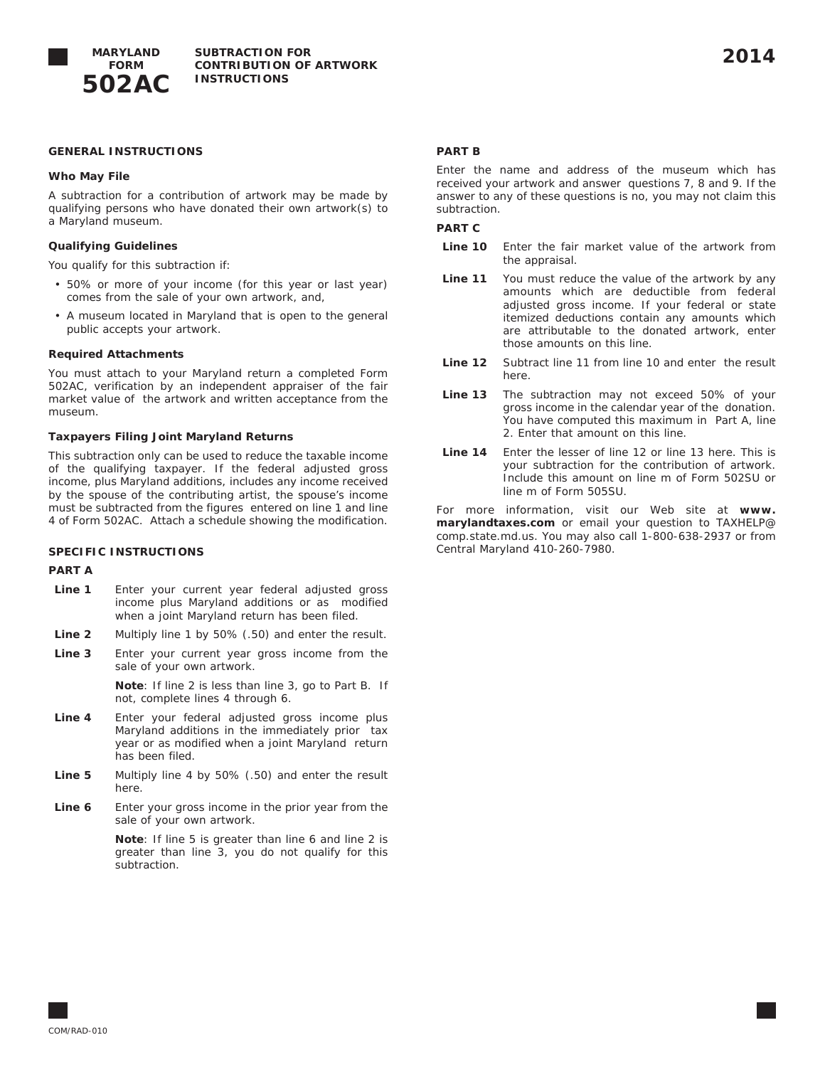# MARYLAND FORM 502AC

## SUBTRACTION FOR CONTRIBUTION OF ARTWORK INSTRUCTIONS

2014

### GENERAL INSTRUCTIONS

**Who May File**

A subtraction for a contribution of artwork may be made by qualifying persons who have donated their own artwork(s) to a Maryland museum.

**Qualifying Guidelines**

You qualify for this subtraction if:

- 50% or more of your income (for this year or last year) comes from the sale of your own artwork, and,
- A museum located in Maryland that is open to the general public accepts your artwork.

**Required Attachments**

You must attach to your Maryland return a completed Form 502AC, verification by an independent appraiser of the fair market value of the artwork and written acceptance from the museum.

**Taxpayers Filing Joint Maryland Returns**

This subtraction only can be used to reduce the taxable income of the qualifying taxpayer. If the federal adjusted gross income, plus Maryland additions, includes any income received by the spouse of the contributing artist, the spouse's income must be subtracted from the figures entered on line 1 and line 4 of Form 502AC. Attach a schedule showing the modification.

### SPECIFIC INSTRUCTIONS

**PART A**

**Line 1** Enter your current year federal adjusted gross income plus Maryland additions or as modified when a joint Maryland return has been filed.

**Line 2** Multiply line 1 by 50% (.50) and enter the result.

**Line 3** Enter your current year gross income from the sale of your own artwork.

**Note**: If line 2 is less than line 3, go to Part B. If not, complete lines 4 through 6.

**Line 4** Enter your federal adjusted gross income plus Maryland additions in the immediately prior tax year or as modified when a joint Maryland return has been filed.

**Line 5** Multiply line 4 by 50% (.50) and enter the result here.

**Line 6** Enter your gross income in the prior year from the sale of your own artwork.

**Note**: If line 5 is greater than line 6 and line 2 is greater than line 3, you do not qualify for this subtraction.

**PART B**

Enter the name and address of the museum which has received your artwork and answer questions 7, 8 and 9. If the answer to any of these questions is no, you may not claim this subtraction.

**PART C**

**Line 10** Enter the fair market value of the artwork from the appraisal.

**Line 11** You must reduce the value of the artwork by any amounts which are deductible from federal adjusted gross income. If your federal or state itemized deductions contain any amounts which are attributable to the donated artwork, enter those amounts on this line.

**Line 12** Subtract line 11 from line 10 and enter the result here.

**Line 13** The subtraction may not exceed 50% of your gross income in the calendar year of the donation. You have computed this maximum in Part A, line 2. Enter that amount on this line.

**Line 14** Enter the lesser of line 12 or line 13 here. This is your subtraction for the contribution of artwork. Include this amount on line m of Form 502SU or line m of Form 505SU.

For more information, visit our Web site at **www.marylandtaxes.com** or email your question to TAXHELP@comp.state.md.us. You may also call 1-800-638-2937 or from Central Maryland 410-260-7980.

COM/RAD-010